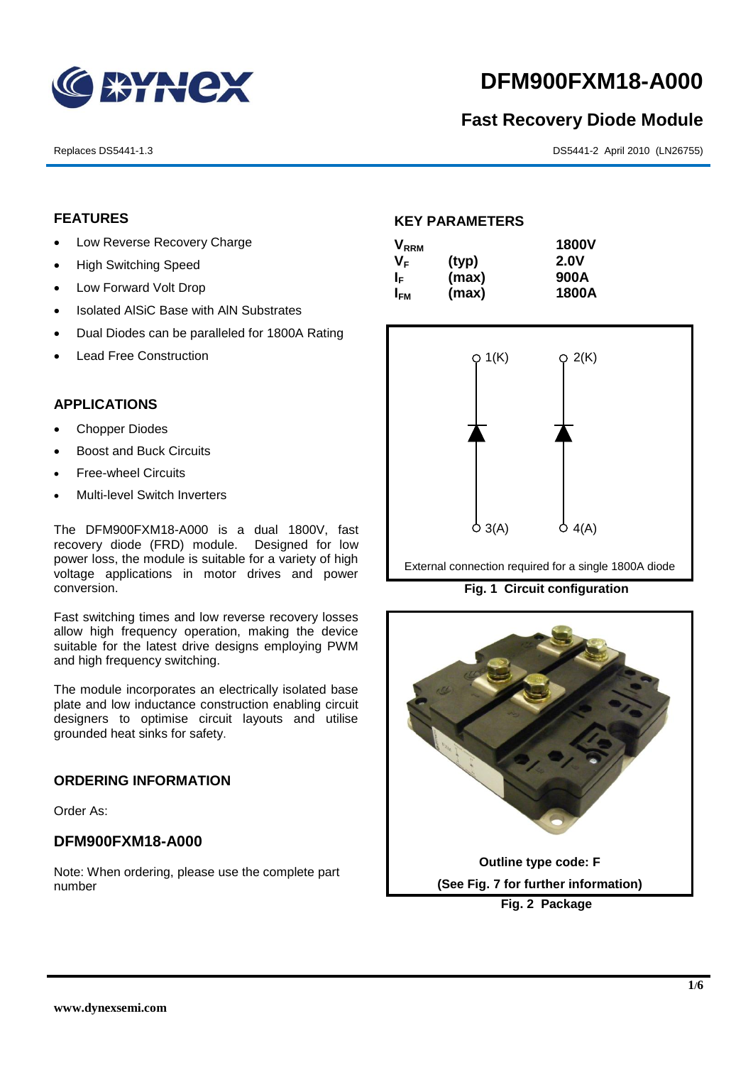# DFM900FXM18-A000

## Fast Recovery Diode Module

Replaces DS5441-1.3

DS5441-2 April 2010 (LN26755)

## FEATURES

- Low Reverse Recovery Charge
- High Switching Speed
- Low Forward Volt Drop
- Isolated AlSiC Base with AlN Substrates
- Dual Diodes can be paralleled for 1800A Rating
- Lead Free Construction

## APPLICATIONS

- Chopper Diodes
- Boost and Buck Circuits
- Free-wheel Circuits
- Multi-level Switch Inverters

The DFM900FXM18-A000 is a dual 1800V, fast recovery diode (FRD) module. Designed for low power loss, the module is suitable for a variety of high voltage applications in motor drives and power conversion.

Fast switching times and low reverse recovery losses allow high frequency operation, making the device suitable for the latest drive designs employing PWM and high frequency switching.

The module incorporates an electrically isolated base plate and low inductance construction enabling circuit designers to optimise circuit layouts and utilise grounded heat sinks for safety.

## ORDERING INFORMATION

Order As:

### DFM900FXM18-A000

Note: When ordering, please use the complete part number

## KEY PARAMETERS

| | | |
|---|---|---|
| $V_{RRM}$ | | 1800V |
| $V_F$ | (typ) | 2.0V |
| $I_F$ | (max) | 900A |
| $I_{FM}$ | (max) | 1800A |

1(K)

2(K)

3(A)

4(A)

External connection required for a single 1800A diode

**Fig. 1 Circuit configuration**

Outline type code: F

(See Fig. 7 for further information)

**Fig. 2 Package**

www.dynexsemi.com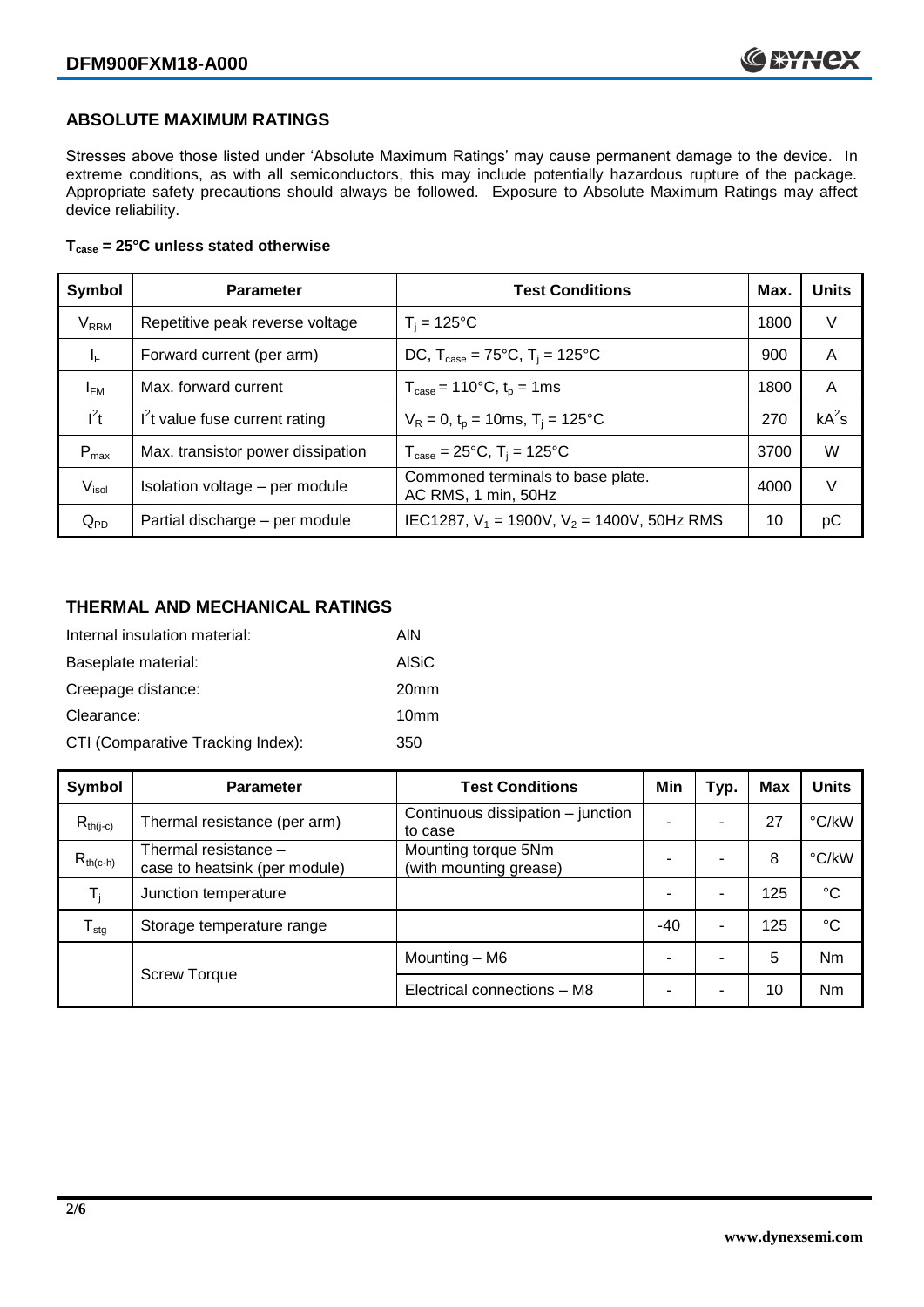## ABSOLUTE MAXIMUM RATINGS

Stresses above those listed under 'Absolute Maximum Ratings' may cause permanent damage to the device. In extreme conditions, as with all semiconductors, this may include potentially hazardous rupture of the package. Appropriate safety precautions should always be followed. Exposure to Absolute Maximum Ratings may affect device reliability.

**$T_{case}$ = 25°C unless stated otherwise**

| Symbol | Parameter | Test Conditions | Max. | Units |
|---|---|---|---|---|
| $V_{RRM}$ | Repetitive peak reverse voltage | $T_j$ = 125°C | 1800 | V |
| $I_F$ | Forward current (per arm) | DC, $T_{case}$ = 75°C, $T_j$ = 125°C | 900 | A |
| $I_{FM}$ | Max. forward current | $T_{case}$ = 110°C, $t_p$ = 1ms | 1800 | A |
| $I^2t$ | $I^2t$ value fuse current rating | $V_R$ = 0, $t_p$ = 10ms, $T_j$ = 125°C | 270 | $kA^2s$ |
| $P_{max}$ | Max. transistor power dissipation | $T_{case}$ = 25°C, $T_j$ = 125°C | 3700 | W |
| $V_{isol}$ | Isolation voltage – per module | Commoned terminals to base plate. AC RMS, 1 min, 50Hz | 4000 | V |
| $Q_{PD}$ | Partial discharge – per module | IEC1287, $V_1$ = 1900V, $V_2$ = 1400V, 50Hz RMS | 10 | pC |

## THERMAL AND MECHANICAL RATINGS

Internal insulation material: AlN

Baseplate material: AlSiC

Creepage distance: 20mm

Clearance: 10mm

CTI (Comparative Tracking Index): 350

| Symbol | Parameter | Test Conditions | Min | Typ. | Max | Units |
|---|---|---|---|---|---|---|
| $R_{th(j-c)}$ | Thermal resistance (per arm) | Continuous dissipation – junction to case | - | - | 27 | °C/kW |
| $R_{th(c-h)}$ | Thermal resistance – case to heatsink (per module) | Mounting torque 5Nm (with mounting grease) | - | - | 8 | °C/kW |
| $T_j$ | Junction temperature | | - | - | 125 | °C |
| $T_{stg}$ | Storage temperature range | | -40 | - | 125 | °C |
| | Screw Torque | Mounting – M6 | - | - | 5 | Nm |
| | | Electrical connections – M8 | - | - | 10 | Nm |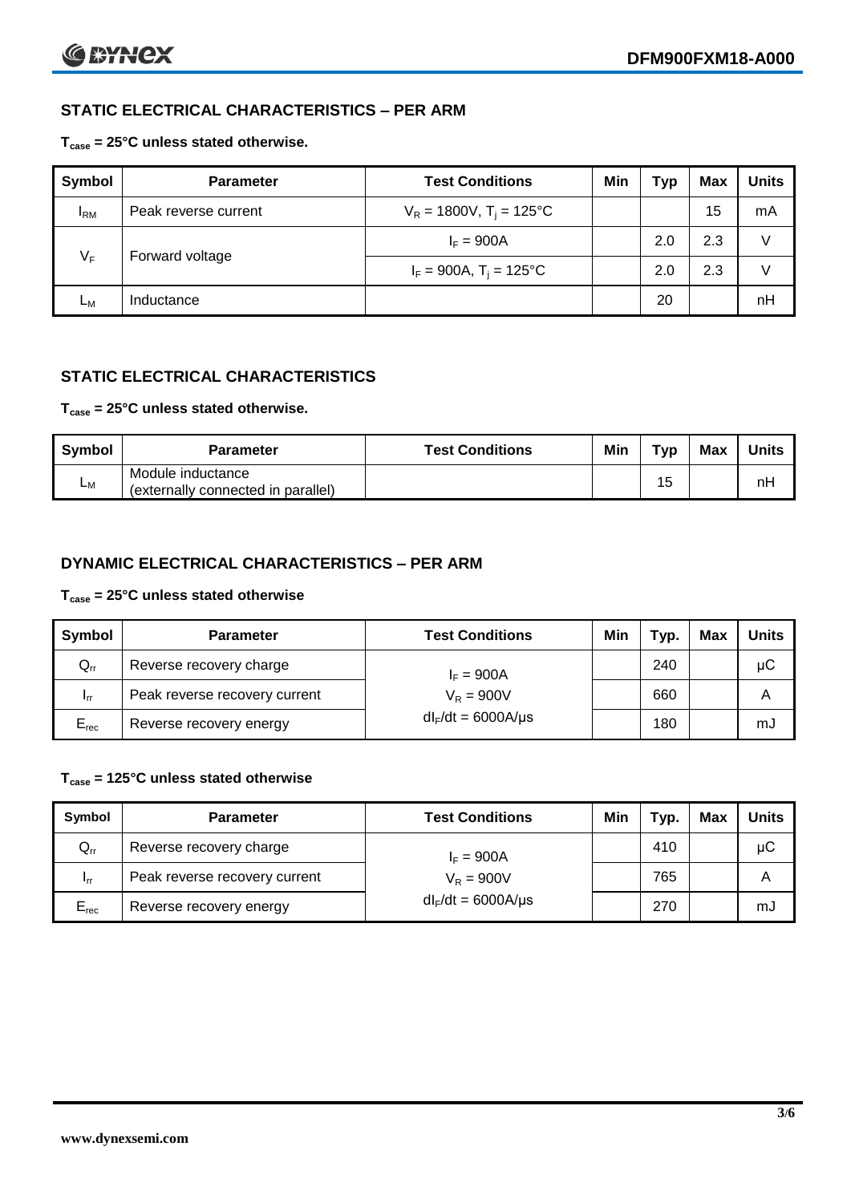## STATIC ELECTRICAL CHARACTERISTICS – PER ARM

**$T_{case}$ = 25°C unless stated otherwise.**

| Symbol | Parameter | Test Conditions | Min | Typ | Max | Units |
|---|---|---|---|---|---|---|
| $I_{RM}$ | Peak reverse current | $V_R$ = 1800V, $T_j$ = 125°C | | | 15 | mA |
| $V_F$ | Forward voltage | $I_F$ = 900A | | 2.0 | 2.3 | V |
| | | $I_F$ = 900A, $T_j$ = 125°C | | 2.0 | 2.3 | V |
| $L_M$ | Inductance | | | 20 | | nH |

## STATIC ELECTRICAL CHARACTERISTICS

**$T_{case}$ = 25°C unless stated otherwise.**

| Symbol | Parameter | Test Conditions | Min | Typ | Max | Units |
|---|---|---|---|---|---|---|
| $L_M$ | Module inductance (externally connected in parallel) | | | 15 | | nH |

## DYNAMIC ELECTRICAL CHARACTERISTICS – PER ARM

**$T_{case}$ = 25°C unless stated otherwise**

| Symbol | Parameter | Test Conditions | Min | Typ. | Max | Units |
|---|---|---|---|---|---|---|
| $Q_{rr}$ | Reverse recovery charge | $I_F$ = 900A | | 240 | | µC |
| $I_{rr}$ | Peak reverse recovery current | $V_R$ = 900V | | 660 | | A |
| $E_{rec}$ | Reverse recovery energy | $dI_F/dt$ = 6000A/µs | | 180 | | mJ |

**$T_{case}$ = 125°C unless stated otherwise**

| Symbol | Parameter | Test Conditions | Min | Typ. | Max | Units |
|---|---|---|---|---|---|---|
| $Q_{rr}$ | Reverse recovery charge | $I_F$ = 900A | | 410 | | µC |
| $I_{rr}$ | Peak reverse recovery current | $V_R$ = 900V | | 765 | | A |
| $E_{rec}$ | Reverse recovery energy | $dI_F/dt$ = 6000A/µs | | 270 | | mJ |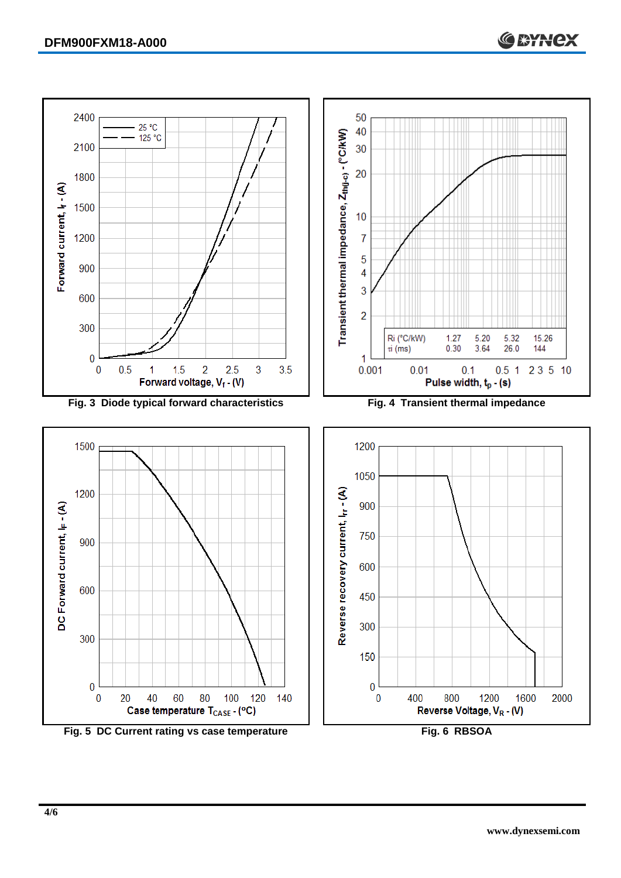Forward current, $I_F$ - (A)

2400
2100
1800
1500
1200
900
600
300
0

25 °C
125 °C

0 0.5 1 1.5 2 2.5 3 3.5

Forward voltage, $V_f$ - (V)

**Fig. 3 Diode typical forward characteristics**

Transient thermal impedance, $Z_{th(j-c)}$ - (°C/kW)

50
40
30
20
10
7
5
4
3
2
1

Ri (°C/kW) 1.27 5.20 5.32 15.26
τi (ms) 0.30 3.64 26.0 144

0.001 0.01 0.1 0.5 1 2 3 5 10

Pulse width, $t_p$ - (s)

**Fig. 4 Transient thermal impedance**

DC Forward current, $I_F$ - (A)

1500
1200
900
600
300
0

0 20 40 60 80 100 120 140

Case temperature $T_{CASE}$ - (°C)

**Fig. 5 DC Current rating vs case temperature**

Reverse recovery current, $I_{rr}$ - (A)

1200
1050
900
750
600
450
300
150
0

0 400 800 1200 1600 2000

Reverse Voltage, $V_R$ - (V)

**Fig. 6 RBSOA**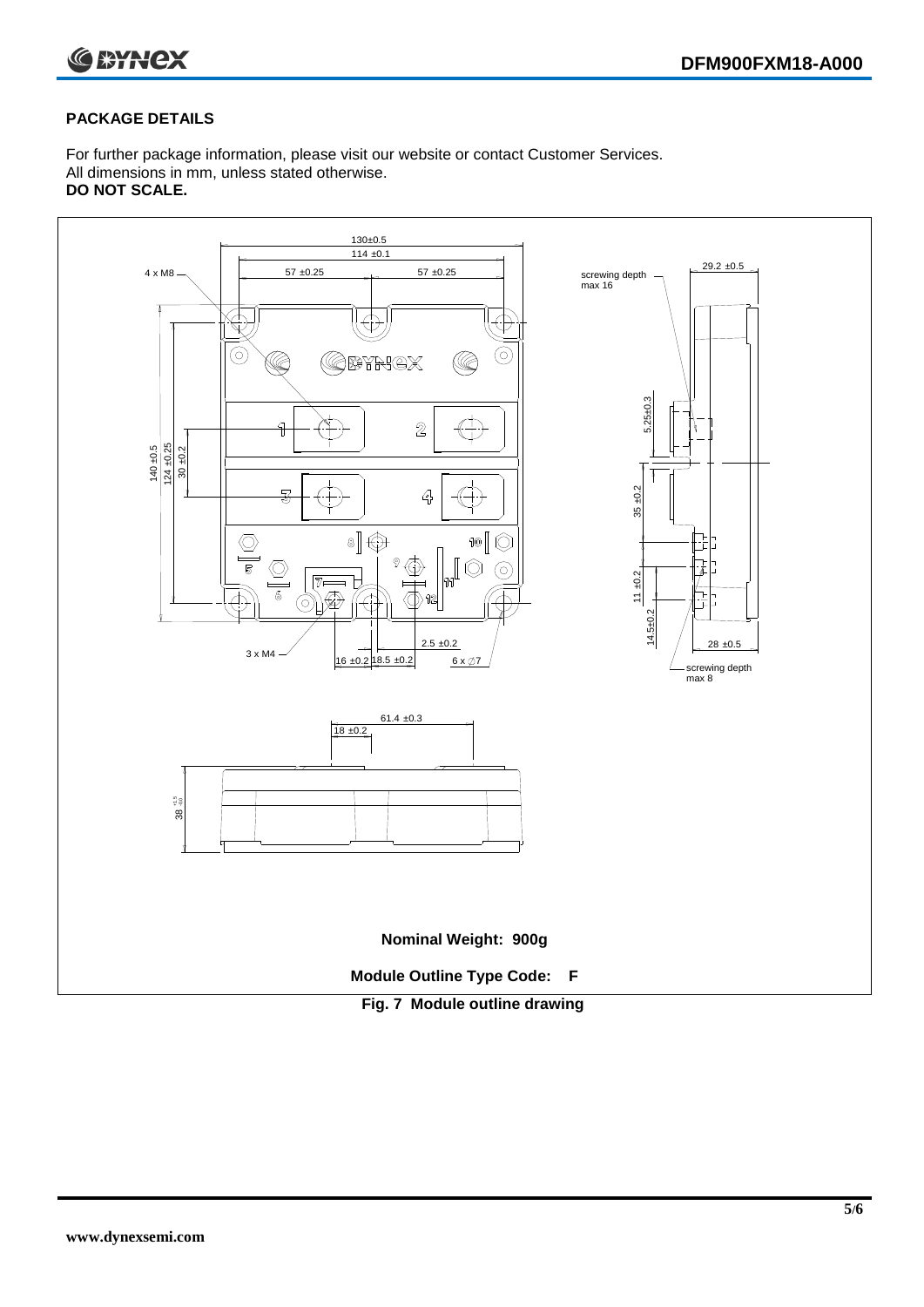## PACKAGE DETAILS

For further package information, please visit our website or contact Customer Services.
All dimensions in mm, unless stated otherwise.
**DO NOT SCALE.**

130±0.5
114 ±0.1
57 ±0.25
57 ±0.25
4 x M8
140 ±0.5
124 ±0.25
30 ±0.2
3 x M4
16 ±0.2
18.5 ±0.2
2.5 ±0.2
6 x ∅7
screwing depth max 16
29.2 ±0.5
5.25±0.3
35 ±0.2
11 ±0.2
14.5±0.2
28 ±0.5
screwing depth max 8
61.4 ±0.3
18 ±0.2
38 +1.5 -0.0

**Nominal Weight: 900g**

**Module Outline Type Code: F**

**Fig. 7 Module outline drawing**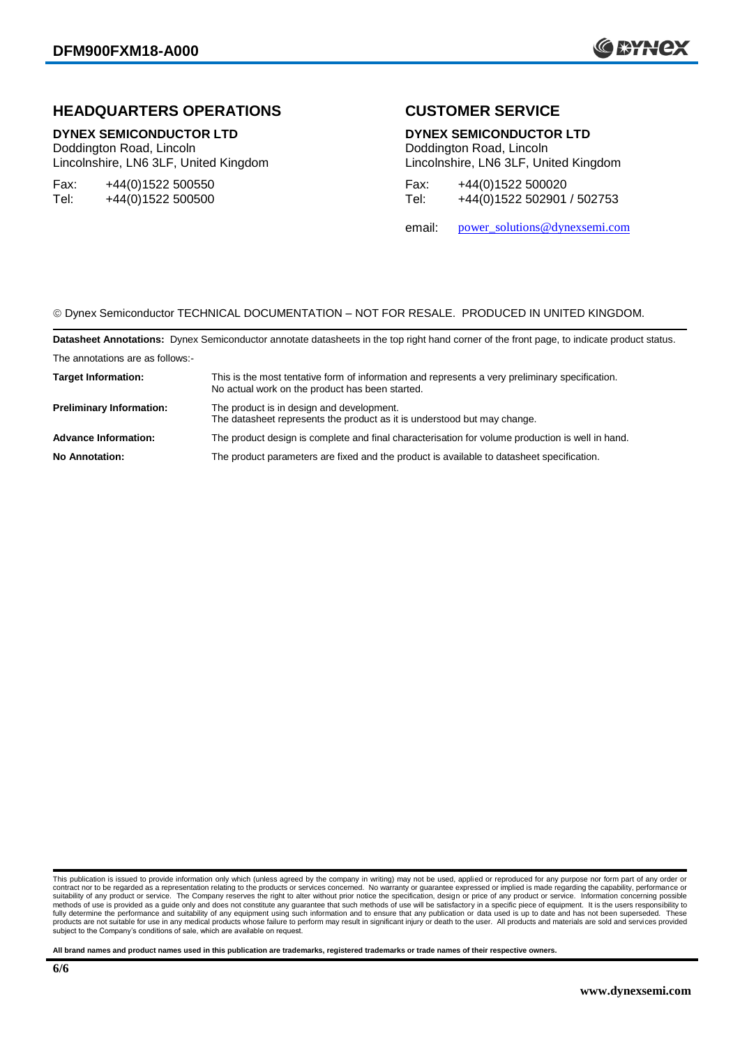## HEADQUARTERS OPERATIONS

**DYNEX SEMICONDUCTOR LTD**
Doddington Road, Lincoln
Lincolnshire, LN6 3LF, United Kingdom

Fax: +44(0)1522 500550
Tel: +44(0)1522 500500

## CUSTOMER SERVICE

**DYNEX SEMICONDUCTOR LTD**
Doddington Road, Lincoln
Lincolnshire, LN6 3LF, United Kingdom

Fax: +44(0)1522 500020
Tel: +44(0)1522 502901 / 502753

email: power_solutions@dynexsemi.com

© Dynex Semiconductor TECHNICAL DOCUMENTATION – NOT FOR RESALE. PRODUCED IN UNITED KINGDOM.

**Datasheet Annotations:** Dynex Semiconductor annotate datasheets in the top right hand corner of the front page, to indicate product status.

The annotations are as follows:-

| | |
|---|---|
| **Target Information:** | This is the most tentative form of information and represents a very preliminary specification. No actual work on the product has been started. |
| **Preliminary Information:** | The product is in design and development. The datasheet represents the product as it is understood but may change. |
| **Advance Information:** | The product design is complete and final characterisation for volume production is well in hand. |
| **No Annotation:** | The product parameters are fixed and the product is available to datasheet specification. |

This publication is issued to provide information only which (unless agreed by the company in writing) may not be used, applied or reproduced for any purpose nor form part of any order or contract nor to be regarded as a representation relating to the products or services concerned. No warranty or guarantee expressed or implied is made regarding the capability, performance or suitability of any product or service. The Company reserves the right to alter without prior notice the specification, design or price of any product or service. Information concerning possible methods of use is provided as a guide only and does not constitute any guarantee that such methods of use will be satisfactory in a specific piece of equipment. It is the users responsibility to fully determine the performance and suitability of any equipment using such information and to ensure that any publication or data used is up to date and has not been superseded. These products are not suitable for use in any medical products whose failure to perform may result in significant injury or death to the user. All products and materials are sold and services provided subject to the Company's conditions of sale, which are available on request.

**All brand names and product names used in this publication are trademarks, registered trademarks or trade names of their respective owners.**